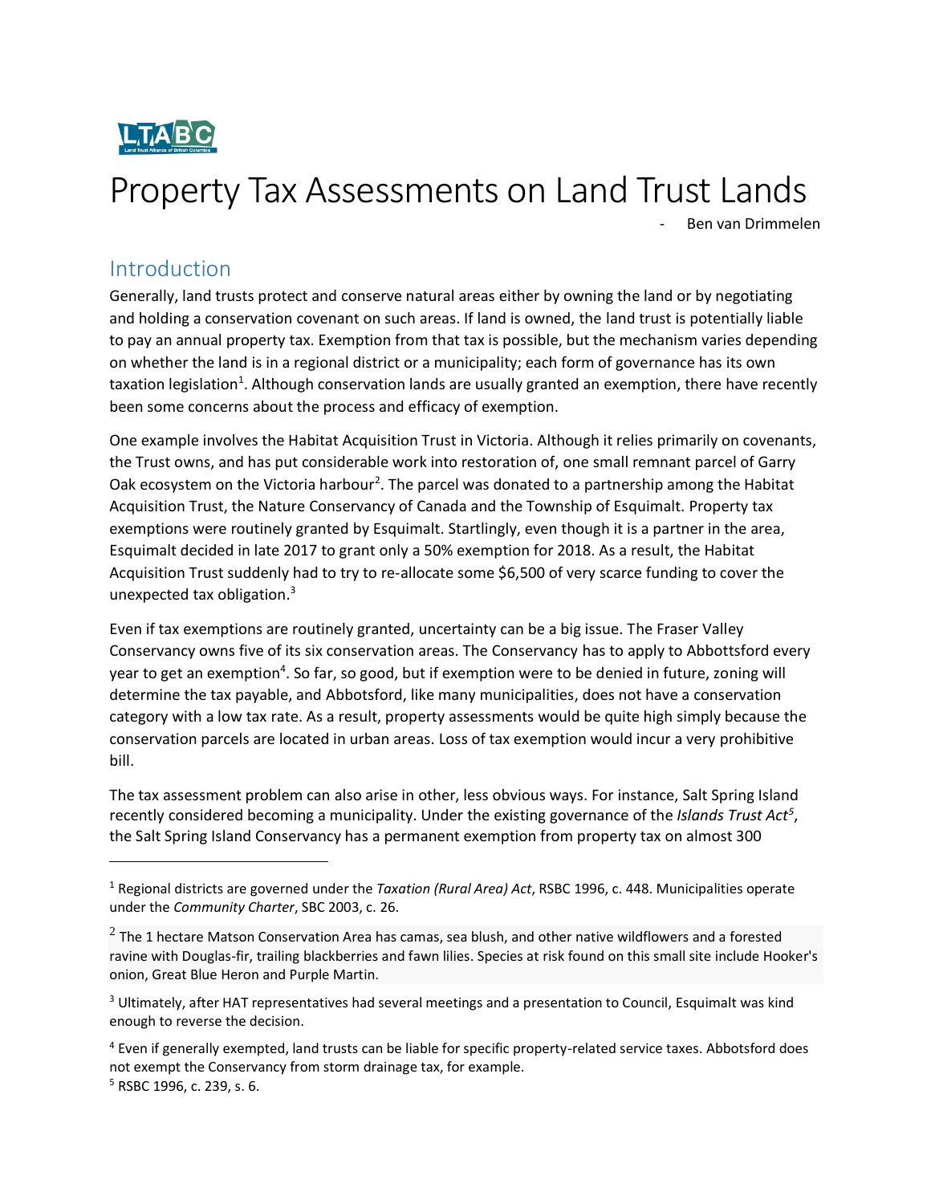# Property Tax Assessments on Land Trust Lands

- Ben van Drimmelen

## Introduction

Generally, land trusts protect and conserve natural areas either by owning the land or by negotiating and holding a conservation covenant on such areas. If land is owned, the land trust is potentially liable to pay an annual property tax. Exemption from that tax is possible, but the mechanism varies depending on whether the land is in a regional district or a municipality; each form of governance has its own taxation legislation[1]. Although conservation lands are usually granted an exemption, there have recently been some concerns about the process and efficacy of exemption.

One example involves the Habitat Acquisition Trust in Victoria. Although it relies primarily on covenants, the Trust owns, and has put considerable work into restoration of, one small remnant parcel of Garry Oak ecosystem on the Victoria harbour[2]. The parcel was donated to a partnership among the Habitat Acquisition Trust, the Nature Conservancy of Canada and the Township of Esquimalt. Property tax exemptions were routinely granted by Esquimalt. Startlingly, even though it is a partner in the area, Esquimalt decided in late 2017 to grant only a 50% exemption for 2018. As a result, the Habitat Acquisition Trust suddenly had to try to re-allocate some $6,500 of very scarce funding to cover the unexpected tax obligation.[3]

Even if tax exemptions are routinely granted, uncertainty can be a big issue. The Fraser Valley Conservancy owns five of its six conservation areas. The Conservancy has to apply to Abbottsford every year to get an exemption[4]. So far, so good, but if exemption were to be denied in future, zoning will determine the tax payable, and Abbotsford, like many municipalities, does not have a conservation category with a low tax rate. As a result, property assessments would be quite high simply because the conservation parcels are located in urban areas. Loss of tax exemption would incur a very prohibitive bill.

The tax assessment problem can also arise in other, less obvious ways. For instance, Salt Spring Island recently considered becoming a municipality. Under the existing governance of the *Islands Trust Act*[5], the Salt Spring Island Conservancy has a permanent exemption from property tax on almost 300

---

[1] Regional districts are governed under the *Taxation (Rural Area) Act*, RSBC 1996, c. 448. Municipalities operate under the *Community Charter*, SBC 2003, c. 26.

[2] The 1 hectare Matson Conservation Area has camas, sea blush, and other native wildflowers and a forested ravine with Douglas-fir, trailing blackberries and fawn lilies. Species at risk found on this small site include Hooker's onion, Great Blue Heron and Purple Martin.

[3] Ultimately, after HAT representatives had several meetings and a presentation to Council, Esquimalt was kind enough to reverse the decision.

[4] Even if generally exempted, land trusts can be liable for specific property-related service taxes. Abbotsford does not exempt the Conservancy from storm drainage tax, for example.

[5] RSBC 1996, c. 239, s. 6.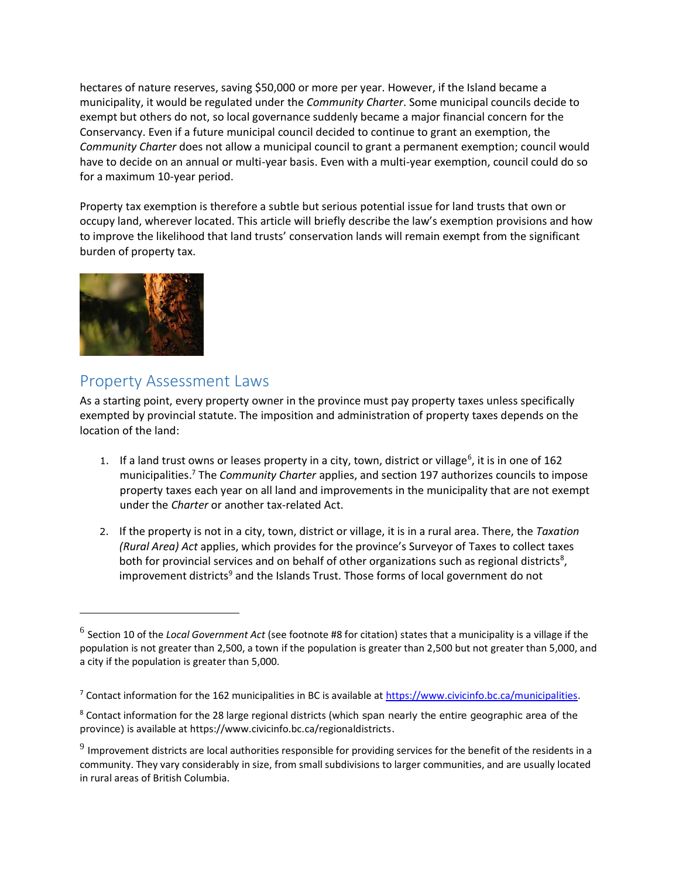hectares of nature reserves, saving $50,000 or more per year. However, if the Island became a municipality, it would be regulated under the *Community Charter*. Some municipal councils decide to exempt but others do not, so local governance suddenly became a major financial concern for the Conservancy. Even if a future municipal council decided to continue to grant an exemption, the *Community Charter* does not allow a municipal council to grant a permanent exemption; council would have to decide on an annual or multi-year basis. Even with a multi-year exemption, council could do so for a maximum 10-year period.

Property tax exemption is therefore a subtle but serious potential issue for land trusts that own or occupy land, wherever located. This article will briefly describe the law's exemption provisions and how to improve the likelihood that land trusts' conservation lands will remain exempt from the significant burden of property tax.

## Property Assessment Laws

As a starting point, every property owner in the province must pay property taxes unless specifically exempted by provincial statute. The imposition and administration of property taxes depends on the location of the land:

1. If a land trust owns or leases property in a city, town, district or village[6], it is in one of 162 municipalities.[7] The *Community Charter* applies, and section 197 authorizes councils to impose property taxes each year on all land and improvements in the municipality that are not exempt under the *Charter* or another tax-related Act.

2. If the property is not in a city, town, district or village, it is in a rural area. There, the *Taxation (Rural Area) Act* applies, which provides for the province's Surveyor of Taxes to collect taxes both for provincial services and on behalf of other organizations such as regional districts[8], improvement districts[9] and the Islands Trust. Those forms of local government do not

---

[6] Section 10 of the *Local Government Act* (see footnote #8 for citation) states that a municipality is a village if the population is not greater than 2,500, a town if the population is greater than 2,500 but not greater than 5,000, and a city if the population is greater than 5,000.

[7] Contact information for the 162 municipalities in BC is available at https://www.civicinfo.bc.ca/municipalities.

[8] Contact information for the 28 large regional districts (which span nearly the entire geographic area of the province) is available at https://www.civicinfo.bc.ca/regionaldistricts.

[9] Improvement districts are local authorities responsible for providing services for the benefit of the residents in a community. They vary considerably in size, from small subdivisions to larger communities, and are usually located in rural areas of British Columbia.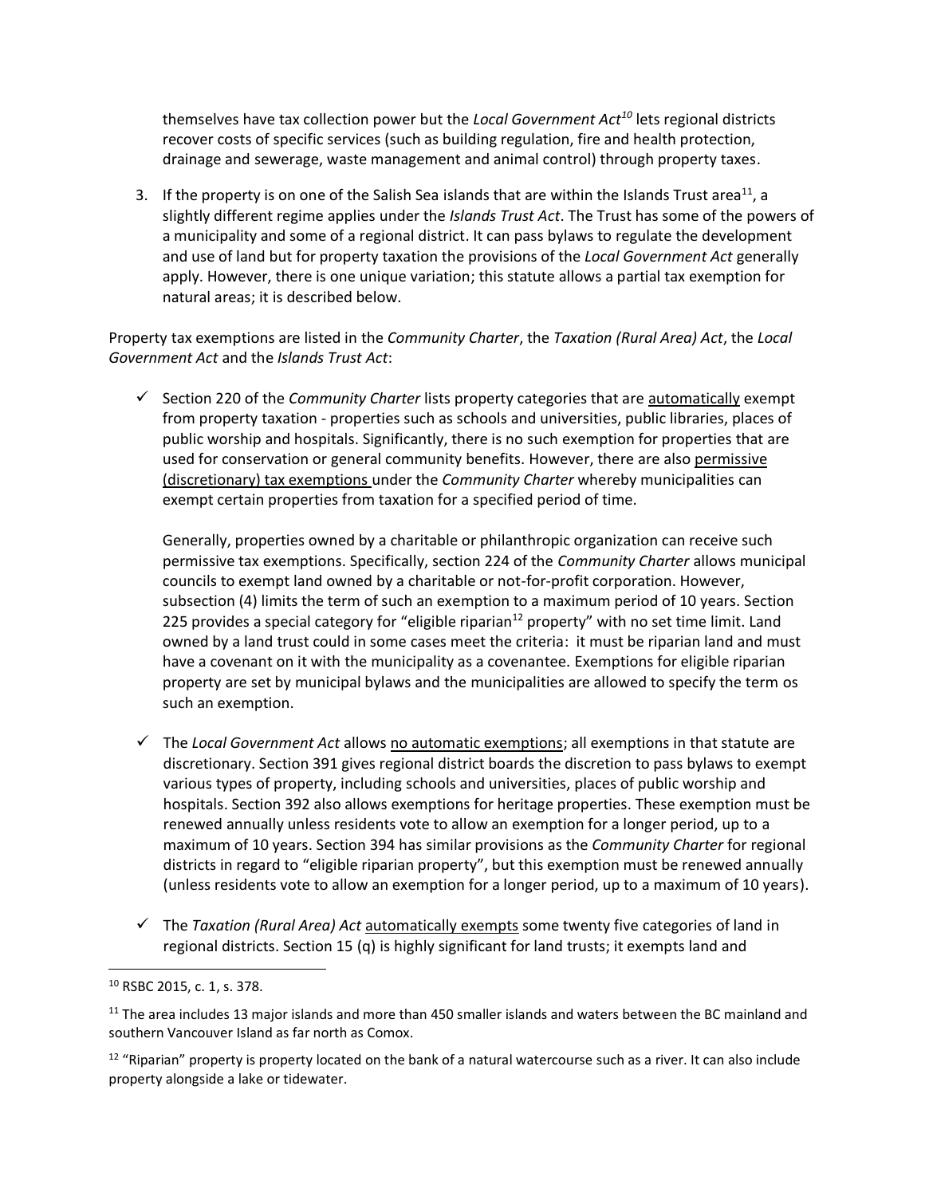themselves have tax collection power but the *Local Government Act*[10] lets regional districts recover costs of specific services (such as building regulation, fire and health protection, drainage and sewerage, waste management and animal control) through property taxes.

3. If the property is on one of the Salish Sea islands that are within the Islands Trust area[11], a slightly different regime applies under the *Islands Trust Act*. The Trust has some of the powers of a municipality and some of a regional district. It can pass bylaws to regulate the development and use of land but for property taxation the provisions of the *Local Government Act* generally apply. However, there is one unique variation; this statute allows a partial tax exemption for natural areas; it is described below.

Property tax exemptions are listed in the *Community Charter*, the *Taxation (Rural Area) Act*, the *Local Government Act* and the *Islands Trust Act*:

- ✓ Section 220 of the *Community Charter* lists property categories that are <u>automatically</u> exempt from property taxation - properties such as schools and universities, public libraries, places of public worship and hospitals. Significantly, there is no such exemption for properties that are used for conservation or general community benefits. However, there are also <u>permissive (discretionary) tax exemptions</u> under the *Community Charter* whereby municipalities can exempt certain properties from taxation for a specified period of time.

  Generally, properties owned by a charitable or philanthropic organization can receive such permissive tax exemptions. Specifically, section 224 of the *Community Charter* allows municipal councils to exempt land owned by a charitable or not-for-profit corporation. However, subsection (4) limits the term of such an exemption to a maximum period of 10 years. Section 225 provides a special category for "eligible riparian[12] property" with no set time limit. Land owned by a land trust could in some cases meet the criteria: it must be riparian land and must have a covenant on it with the municipality as a covenantee. Exemptions for eligible riparian property are set by municipal bylaws and the municipalities are allowed to specify the term os such an exemption.

- ✓ The *Local Government Act* allows <u>no automatic exemptions</u>; all exemptions in that statute are discretionary. Section 391 gives regional district boards the discretion to pass bylaws to exempt various types of property, including schools and universities, places of public worship and hospitals. Section 392 also allows exemptions for heritage properties. These exemption must be renewed annually unless residents vote to allow an exemption for a longer period, up to a maximum of 10 years. Section 394 has similar provisions as the *Community Charter* for regional districts in regard to "eligible riparian property", but this exemption must be renewed annually (unless residents vote to allow an exemption for a longer period, up to a maximum of 10 years).

- ✓ The *Taxation (Rural Area) Act* <u>automatically exempts</u> some twenty five categories of land in regional districts. Section 15 (q) is highly significant for land trusts; it exempts land and

---

[10] RSBC 2015, c. 1, s. 378.

[11] The area includes 13 major islands and more than 450 smaller islands and waters between the BC mainland and southern Vancouver Island as far north as Comox.

[12] "Riparian" property is property located on the bank of a natural watercourse such as a river. It can also include property alongside a lake or tidewater.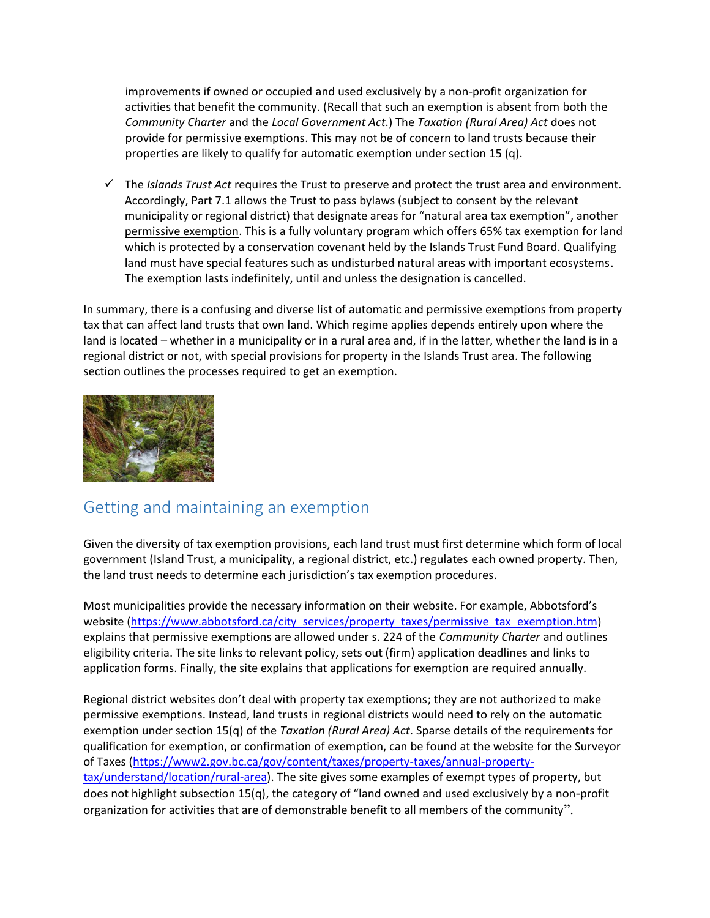improvements if owned or occupied and used exclusively by a non-profit organization for activities that benefit the community. (Recall that such an exemption is absent from both the *Community Charter* and the *Local Government Act*.) The *Taxation (Rural Area) Act* does not provide for permissive exemptions. This may not be of concern to land trusts because their properties are likely to qualify for automatic exemption under section 15 (q).

- ✓ The *Islands Trust Act* requires the Trust to preserve and protect the trust area and environment. Accordingly, Part 7.1 allows the Trust to pass bylaws (subject to consent by the relevant municipality or regional district) that designate areas for "natural area tax exemption", another permissive exemption. This is a fully voluntary program which offers 65% tax exemption for land which is protected by a conservation covenant held by the Islands Trust Fund Board. Qualifying land must have special features such as undisturbed natural areas with important ecosystems. The exemption lasts indefinitely, until and unless the designation is cancelled.

In summary, there is a confusing and diverse list of automatic and permissive exemptions from property tax that can affect land trusts that own land. Which regime applies depends entirely upon where the land is located – whether in a municipality or in a rural area and, if in the latter, whether the land is in a regional district or not, with special provisions for property in the Islands Trust area. The following section outlines the processes required to get an exemption.

## Getting and maintaining an exemption

Given the diversity of tax exemption provisions, each land trust must first determine which form of local government (Island Trust, a municipality, a regional district, etc.) regulates each owned property. Then, the land trust needs to determine each jurisdiction's tax exemption procedures.

Most municipalities provide the necessary information on their website. For example, Abbotsford's website (https://www.abbotsford.ca/city_services/property_taxes/permissive_tax_exemption.htm) explains that permissive exemptions are allowed under s. 224 of the *Community Charter* and outlines eligibility criteria. The site links to relevant policy, sets out (firm) application deadlines and links to application forms. Finally, the site explains that applications for exemption are required annually.

Regional district websites don't deal with property tax exemptions; they are not authorized to make permissive exemptions. Instead, land trusts in regional districts would need to rely on the automatic exemption under section 15(q) of the *Taxation (Rural Area) Act*. Sparse details of the requirements for qualification for exemption, or confirmation of exemption, can be found at the website for the Surveyor of Taxes (https://www2.gov.bc.ca/gov/content/taxes/property-taxes/annual-property-tax/understand/location/rural-area). The site gives some examples of exempt types of property, but does not highlight subsection 15(q), the category of "land owned and used exclusively by a non-profit organization for activities that are of demonstrable benefit to all members of the community".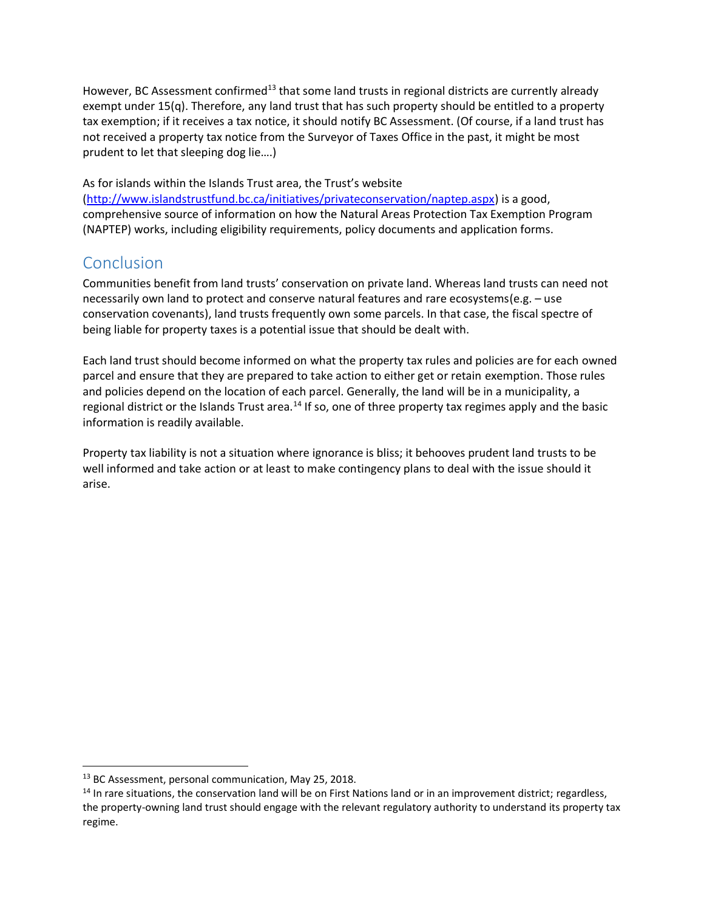However, BC Assessment confirmed[13] that some land trusts in regional districts are currently already exempt under 15(q). Therefore, any land trust that has such property should be entitled to a property tax exemption; if it receives a tax notice, it should notify BC Assessment. (Of course, if a land trust has not received a property tax notice from the Surveyor of Taxes Office in the past, it might be most prudent to let that sleeping dog lie….)

As for islands within the Islands Trust area, the Trust's website (http://www.islandstrustfund.bc.ca/initiatives/privateconservation/naptep.aspx) is a good, comprehensive source of information on how the Natural Areas Protection Tax Exemption Program (NAPTEP) works, including eligibility requirements, policy documents and application forms.

## Conclusion

Communities benefit from land trusts' conservation on private land. Whereas land trusts can need not necessarily own land to protect and conserve natural features and rare ecosystems(e.g. – use conservation covenants), land trusts frequently own some parcels. In that case, the fiscal spectre of being liable for property taxes is a potential issue that should be dealt with.

Each land trust should become informed on what the property tax rules and policies are for each owned parcel and ensure that they are prepared to take action to either get or retain exemption. Those rules and policies depend on the location of each parcel. Generally, the land will be in a municipality, a regional district or the Islands Trust area.[14] If so, one of three property tax regimes apply and the basic information is readily available.

Property tax liability is not a situation where ignorance is bliss; it behooves prudent land trusts to be well informed and take action or at least to make contingency plans to deal with the issue should it arise.

---

[13] BC Assessment, personal communication, May 25, 2018.

[14] In rare situations, the conservation land will be on First Nations land or in an improvement district; regardless, the property-owning land trust should engage with the relevant regulatory authority to understand its property tax regime.